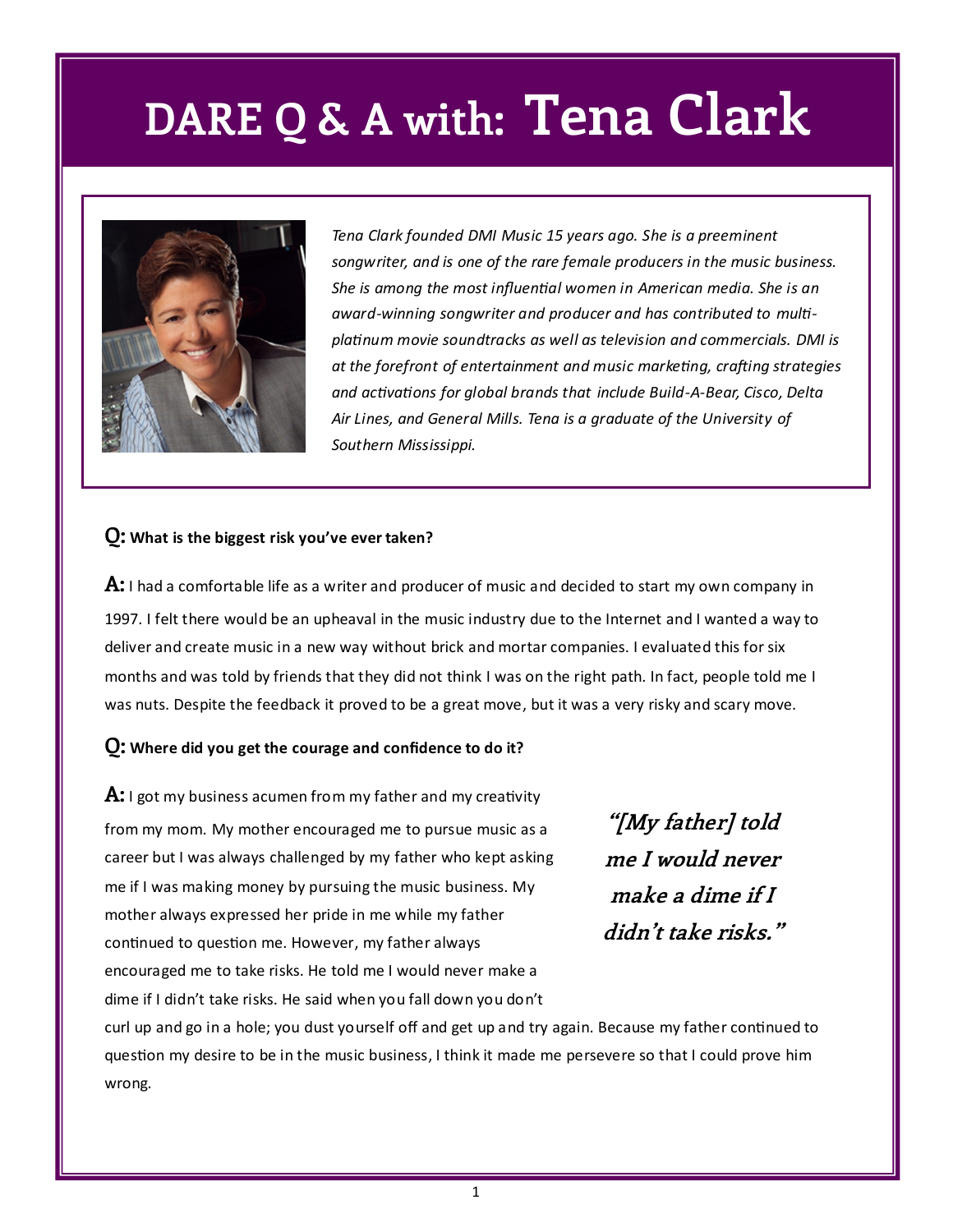# DARE Q & A with: Tena Clark

*Tena Clark founded DMI Music 15 years ago. She is a preeminent songwriter, and is one of the rare female producers in the music business. She is among the most influential women in American media. She is an award-winning songwriter and producer and has contributed to multi-platinum movie soundtracks as well as television and commercials. DMI is at the forefront of entertainment and music marketing, crafting strategies and activations for global brands that include Build-A-Bear, Cisco, Delta Air Lines, and General Mills. Tena is a graduate of the University of Southern Mississippi.*

**Q: What is the biggest risk you've ever taken?**

**A:** I had a comfortable life as a writer and producer of music and decided to start my own company in 1997. I felt there would be an upheaval in the music industry due to the Internet and I wanted a way to deliver and create music in a new way without brick and mortar companies. I evaluated this for six months and was told by friends that they did not think I was on the right path. In fact, people told me I was nuts. Despite the feedback it proved to be a great move, but it was a very risky and scary move.

**Q: Where did you get the courage and confidence to do it?**

**A:** I got my business acumen from my father and my creativity from my mom. My mother encouraged me to pursue music as a career but I was always challenged by my father who kept asking me if I was making money by pursuing the music business. My mother always expressed her pride in me while my father continued to question me. However, my father always encouraged me to take risks. He told me I would never make a dime if I didn't take risks. He said when you fall down you don't curl up and go in a hole; you dust yourself off and get up and try again. Because my father continued to question my desire to be in the music business, I think it made me persevere so that I could prove him wrong.

> ***"[My father] told me I would never make a dime if I didn't take risks."***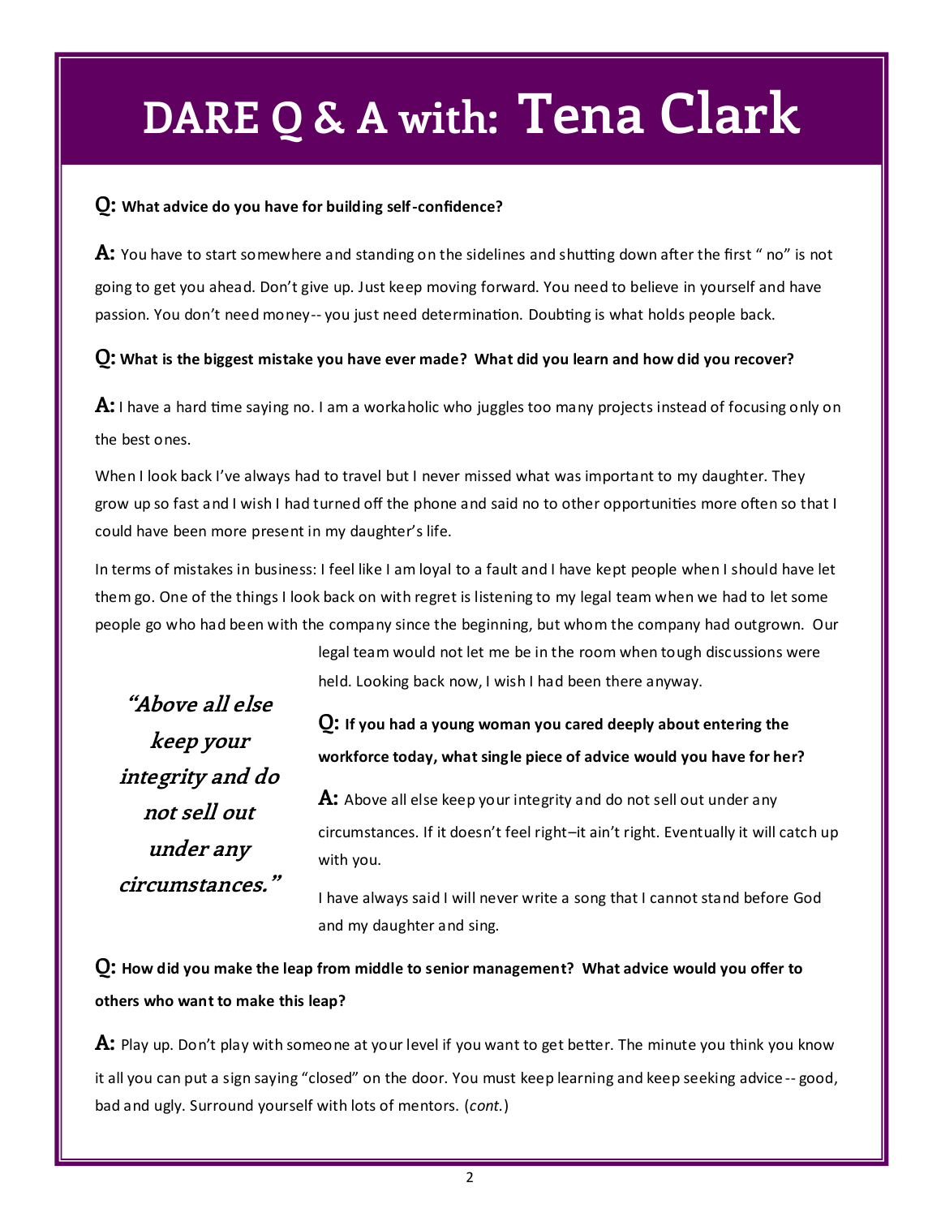# DARE Q & A with: Tena Clark

**Q: What advice do you have for building self-confidence?**

**A:** You have to start somewhere and standing on the sidelines and shutting down after the first " no" is not going to get you ahead. Don't give up. Just keep moving forward. You need to believe in yourself and have passion. You don't need money-- you just need determination. Doubting is what holds people back.

**Q: What is the biggest mistake you have ever made? What did you learn and how did you recover?**

**A:** I have a hard time saying no. I am a workaholic who juggles too many projects instead of focusing only on the best ones.

When I look back I've always had to travel but I never missed what was important to my daughter. They grow up so fast and I wish I had turned off the phone and said no to other opportunities more often so that I could have been more present in my daughter's life.

In terms of mistakes in business: I feel like I am loyal to a fault and I have kept people when I should have let them go. One of the things I look back on with regret is listening to my legal team when we had to let some people go who had been with the company since the beginning, but whom the company had outgrown. Our legal team would not let me be in the room when tough discussions were held. Looking back now, I wish I had been there anyway.

> ***"Above all else keep your integrity and do not sell out under any circumstances."***

**Q: If you had a young woman you cared deeply about entering the workforce today, what single piece of advice would you have for her?**

**A:** Above all else keep your integrity and do not sell out under any circumstances. If it doesn't feel right–it ain't right. Eventually it will catch up with you.

I have always said I will never write a song that I cannot stand before God and my daughter and sing.

**Q: How did you make the leap from middle to senior management? What advice would you offer to others who want to make this leap?**

**A:** Play up. Don't play with someone at your level if you want to get better. The minute you think you know it all you can put a sign saying "closed" on the door. You must keep learning and keep seeking advice -- good, bad and ugly. Surround yourself with lots of mentors. (*cont.*)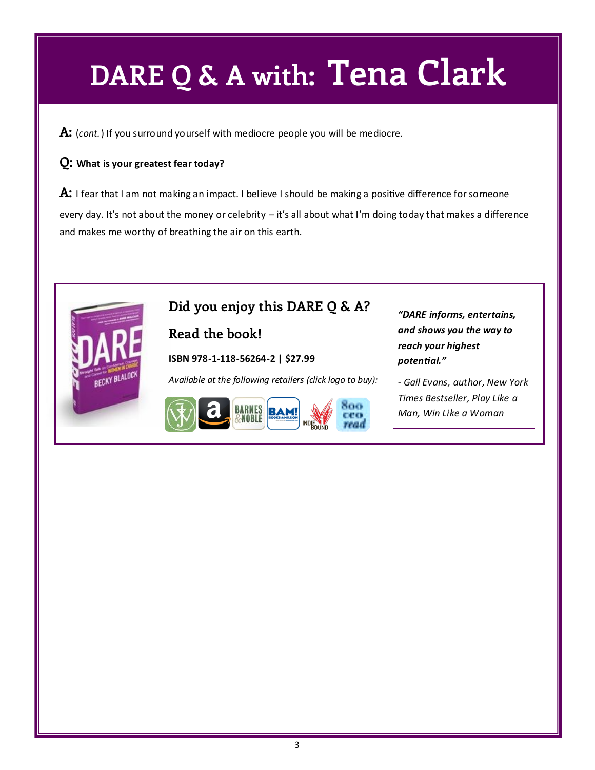# DARE Q & A with: Tena Clark

**A:** (*cont.*) If you surround yourself with mediocre people you will be mediocre.

**Q: What is your greatest fear today?**

**A:** I fear that I am not making an impact. I believe I should be making a positive difference for someone every day. It's not about the money or celebrity – it's all about what I'm doing today that makes a difference and makes me worthy of breathing the air on this earth.

## Did you enjoy this DARE Q & A?

## Read the book!

**ISBN 978-1-118-56264-2 | $27.99**

*Available at the following retailers (click logo to buy):*

***"DARE informs, entertains, and shows you the way to reach your highest potential."***

*- Gail Evans, author, New York Times Bestseller, Play Like a Man, Win Like a Woman*